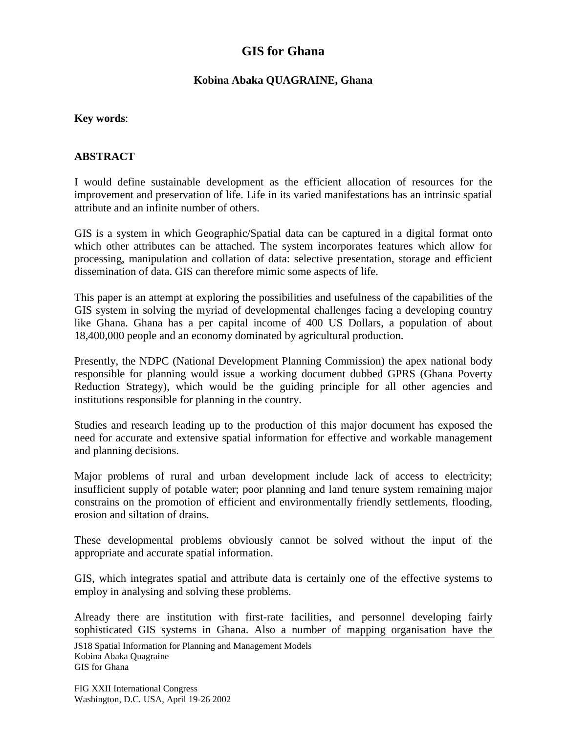# GIS for Ghana

**Kobina Abaka QUAGRAINE, Ghana**

**Key words**:

## ABSTRACT

I would define sustainable development as the efficient allocation of resources for the improvement and preservation of life. Life in its varied manifestations has an intrinsic spatial attribute and an infinite number of others.

GIS is a system in which Geographic/Spatial data can be captured in a digital format onto which other attributes can be attached. The system incorporates features which allow for processing, manipulation and collation of data: selective presentation, storage and efficient dissemination of data. GIS can therefore mimic some aspects of life.

This paper is an attempt at exploring the possibilities and usefulness of the capabilities of the GIS system in solving the myriad of developmental challenges facing a developing country like Ghana. Ghana has a per capital income of 400 US Dollars, a population of about 18,400,000 people and an economy dominated by agricultural production.

Presently, the NDPC (National Development Planning Commission) the apex national body responsible for planning would issue a working document dubbed GPRS (Ghana Poverty Reduction Strategy), which would be the guiding principle for all other agencies and institutions responsible for planning in the country.

Studies and research leading up to the production of this major document has exposed the need for accurate and extensive spatial information for effective and workable management and planning decisions.

Major problems of rural and urban development include lack of access to electricity; insufficient supply of potable water; poor planning and land tenure system remaining major constrains on the promotion of efficient and environmentally friendly settlements, flooding, erosion and siltation of drains.

These developmental problems obviously cannot be solved without the input of the appropriate and accurate spatial information.

GIS, which integrates spatial and attribute data is certainly one of the effective systems to employ in analysing and solving these problems.

Already there are institution with first-rate facilities, and personnel developing fairly sophisticated GIS systems in Ghana. Also a number of mapping organisation have the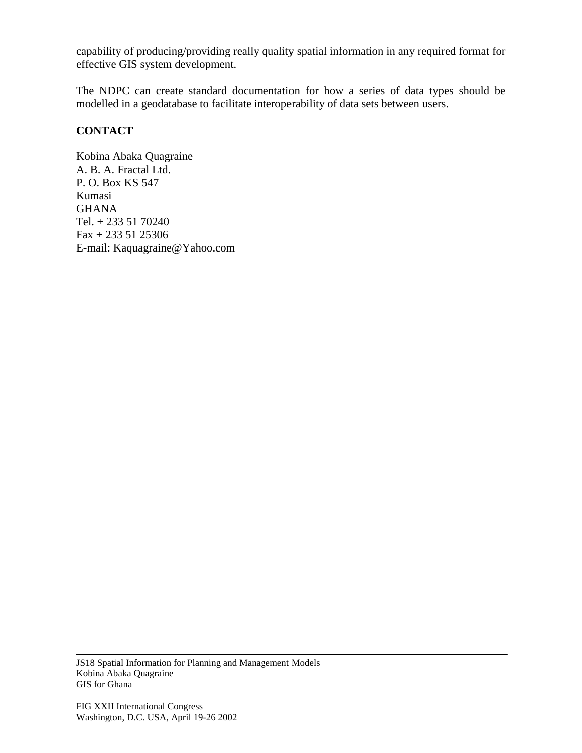capability of producing/providing really quality spatial information in any required format for effective GIS system development.

The NDPC can create standard documentation for how a series of data types should be modelled in a geodatabase to facilitate interoperability of data sets between users.

## CONTACT

Kobina Abaka Quagraine
A. B. A. Fractal Ltd.
P. O. Box KS 547
Kumasi
GHANA
Tel. + 233 51 70240
Fax + 233 51 25306
E-mail: Kaquagraine@Yahoo.com